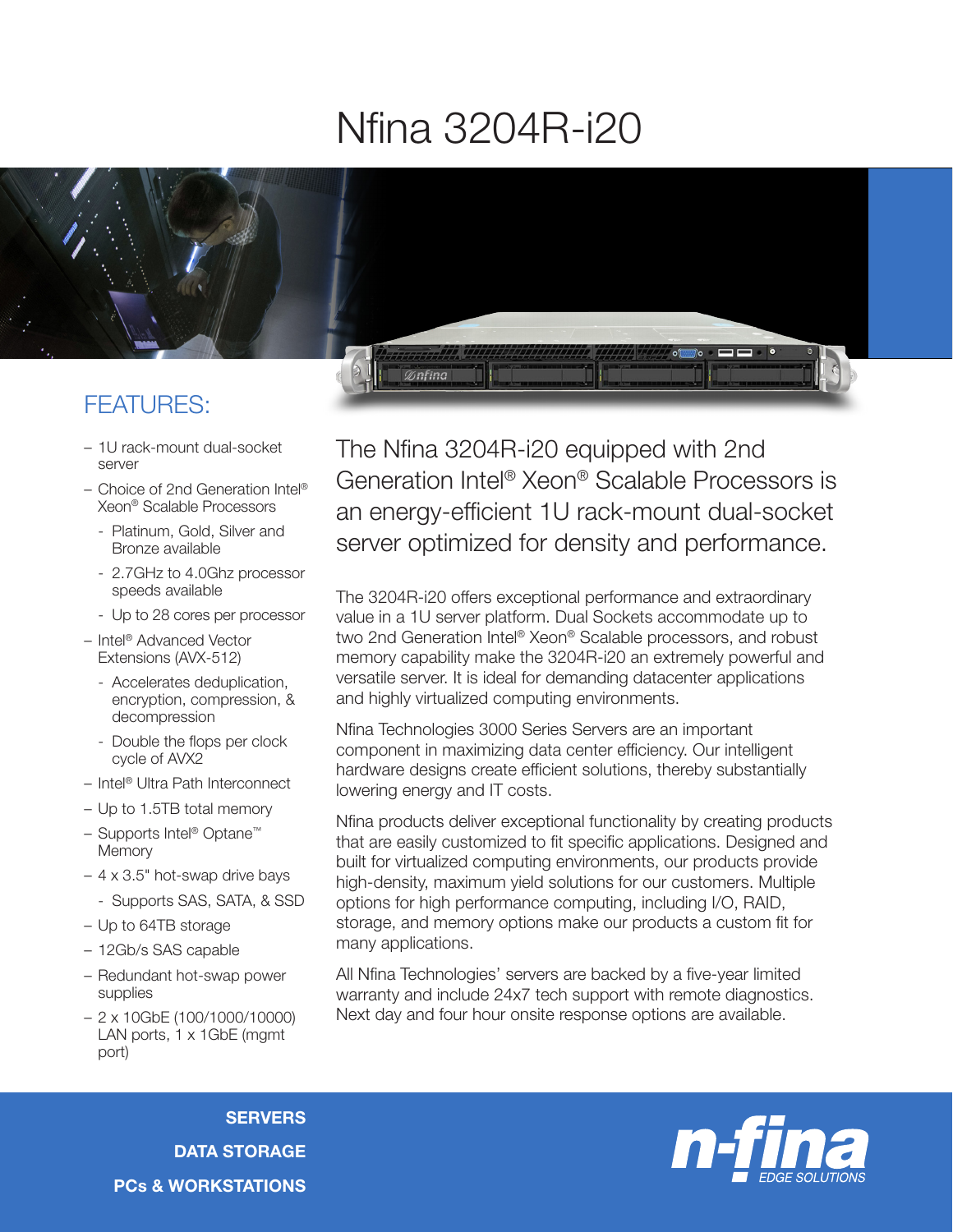# Nfina 3204R-i20

## FEATURES:

- 1U rack-mount dual-socket server
- Choice of 2nd Generation Intel® Xeon® Scalable Processors
  - Platinum, Gold, Silver and Bronze available
  - 2.7GHz to 4.0Ghz processor speeds available
  - Up to 28 cores per processor
- Intel® Advanced Vector Extensions (AVX-512)
  - Accelerates deduplication, encryption, compression, & decompression
  - Double the flops per clock cycle of AVX2
- Intel® Ultra Path Interconnect
- Up to 1.5TB total memory
- Supports Intel® Optane™ Memory
- 4 x 3.5" hot-swap drive bays
  - Supports SAS, SATA, & SSD
- Up to 64TB storage
- 12Gb/s SAS capable
- Redundant hot-swap power supplies
- 2 x 10GbE (100/1000/10000) LAN ports, 1 x 1GbE (mgmt port)

### The Nfina 3204R-i20 equipped with 2nd Generation Intel® Xeon® Scalable Processors is an energy-efficient 1U rack-mount dual-socket server optimized for density and performance.

The 3204R-i20 offers exceptional performance and extraordinary value in a 1U server platform. Dual Sockets accommodate up to two 2nd Generation Intel® Xeon® Scalable processors, and robust memory capability make the 3204R-i20 an extremely powerful and versatile server. It is ideal for demanding datacenter applications and highly virtualized computing environments.

Nfina Technologies 3000 Series Servers are an important component in maximizing data center efficiency. Our intelligent hardware designs create efficient solutions, thereby substantially lowering energy and IT costs.

Nfina products deliver exceptional functionality by creating products that are easily customized to fit specific applications. Designed and built for virtualized computing environments, our products provide high-density, maximum yield solutions for our customers. Multiple options for high performance computing, including I/O, RAID, storage, and memory options make our products a custom fit for many applications.

All Nfina Technologies' servers are backed by a five-year limited warranty and include 24x7 tech support with remote diagnostics. Next day and four hour onsite response options are available.

**SERVERS**
**DATA STORAGE**
**PCs & WORKSTATIONS**

n-fina EDGE SOLUTIONS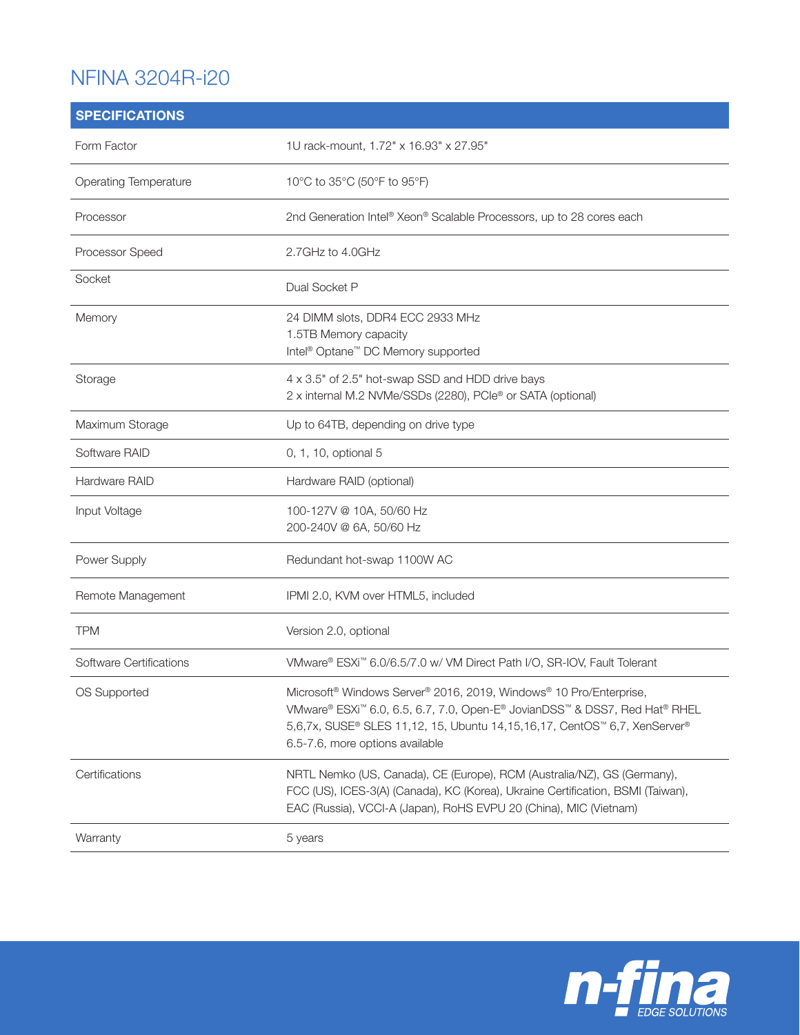# NFINA 3204R-i20

| SPECIFICATIONS | |
|---|---|
| Form Factor | 1U rack-mount, 1.72" x 16.93" x 27.95" |
| Operating Temperature | 10°C to 35°C (50°F to 95°F) |
| Processor | 2nd Generation Intel® Xeon® Scalable Processors, up to 28 cores each |
| Processor Speed | 2.7GHz to 4.0GHz |
| Socket | Dual Socket P |
| Memory | 24 DIMM slots, DDR4 ECC 2933 MHz<br>1.5TB Memory capacity<br>Intel® Optane™ DC Memory supported |
| Storage | 4 x 3.5" of 2.5" hot-swap SSD and HDD drive bays<br>2 x internal M.2 NVMe/SSDs (2280), PCIe® or SATA (optional) |
| Maximum Storage | Up to 64TB, depending on drive type |
| Software RAID | 0, 1, 10, optional 5 |
| Hardware RAID | Hardware RAID (optional) |
| Input Voltage | 100-127V @ 10A, 50/60 Hz<br>200-240V @ 6A, 50/60 Hz |
| Power Supply | Redundant hot-swap 1100W AC |
| Remote Management | IPMI 2.0, KVM over HTML5, included |
| TPM | Version 2.0, optional |
| Software Certifications | VMware® ESXi™ 6.0/6.5/7.0 w/ VM Direct Path I/O, SR-IOV, Fault Tolerant |
| OS Supported | Microsoft® Windows Server® 2016, 2019, Windows® 10 Pro/Enterprise, VMware® ESXi™ 6.0, 6.5, 6.7, 7.0, Open-E® JovianDSS™ & DSS7, Red Hat® RHEL 5,6,7x, SUSE® SLES 11,12, 15, Ubuntu 14,15,16,17, CentOS™ 6,7, XenServer® 6.5-7.6, more options available |
| Certifications | NRTL Nemko (US, Canada), CE (Europe), RCM (Australia/NZ), GS (Germany), FCC (US), ICES-3(A) (Canada), KC (Korea), Ukraine Certification, BSMI (Taiwan), EAC (Russia), VCCI-A (Japan), RoHS EVPU 20 (China), MIC (Vietnam) |
| Warranty | 5 years |

n-fina EDGE SOLUTIONS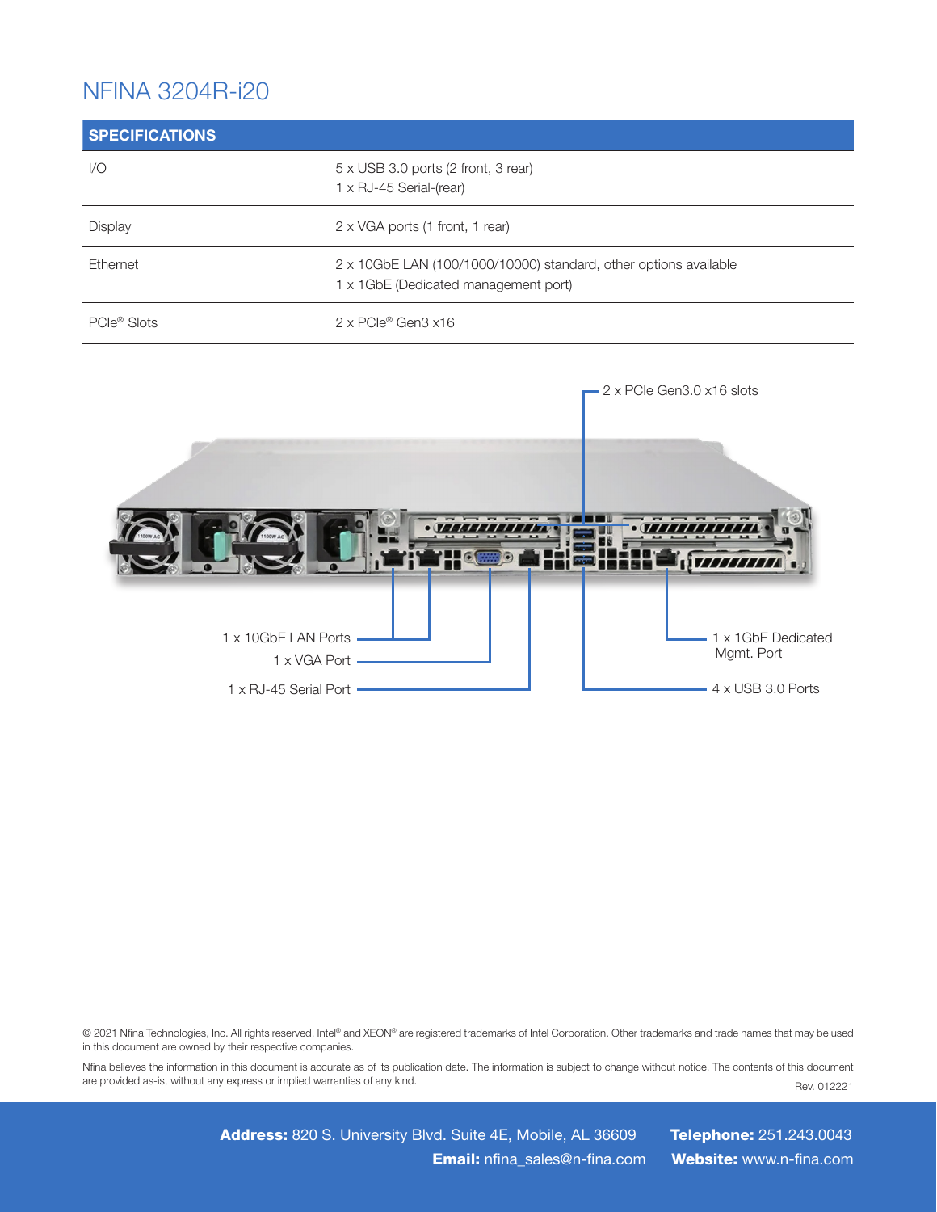# NFINA 3204R-i20

| SPECIFICATIONS | |
|---|---|
| I/O | 5 x USB 3.0 ports (2 front, 3 rear)<br>1 x RJ-45 Serial-(rear) |
| Display | 2 x VGA ports (1 front, 1 rear) |
| Ethernet | 2 x 10GbE LAN (100/1000/10000) standard, other options available<br>1 x 1GbE (Dedicated management port) |
| PCIe® Slots | 2 x PCIe® Gen3 x16 |

2 x PCIe Gen3.0 x16 slots

1 x 10GbE LAN Ports

1 x VGA Port

1 x RJ-45 Serial Port

1 x 1GbE Dedicated Mgmt. Port

4 x USB 3.0 Ports

© 2021 Nfina Technologies, Inc. All rights reserved. Intel® and XEON® are registered trademarks of Intel Corporation. Other trademarks and trade names that may be used in this document are owned by their respective companies.

Nfina believes the information in this document is accurate as of its publication date. The information is subject to change without notice. The contents of this document are provided as-is, without any express or implied warranties of any kind.

Rev. 012221

**Address:** 820 S. University Blvd. Suite 4E, Mobile, AL 36609 **Telephone:** 251.243.0043
**Email:** nfina_sales@n-fina.com **Website:** www.n-fina.com